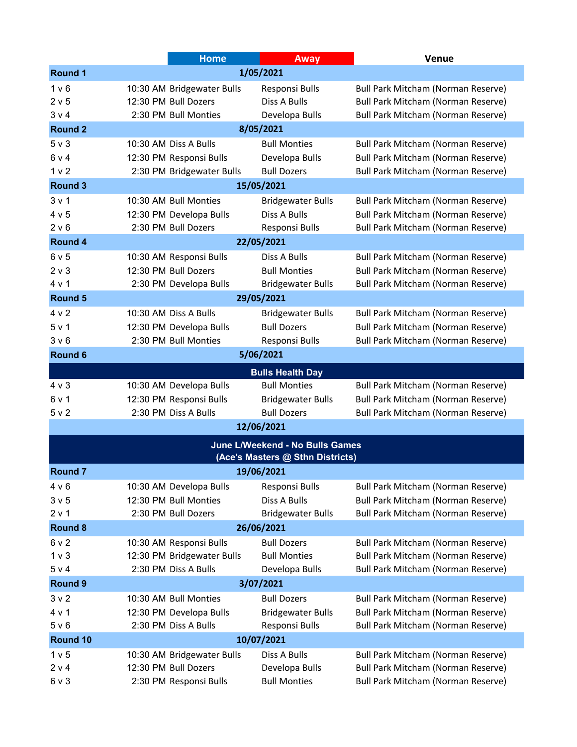| | | Home | Away | Venue |
|---|---|---|---|---|
| **Round 1** | | **1/05/2021** | | |
| 1 v 6 | 10:30 AM | Bridgewater Bulls | Responsi Bulls | Bull Park Mitcham (Norman Reserve) |
| 2 v 5 | 12:30 PM | Bull Dozers | Diss A Bulls | Bull Park Mitcham (Norman Reserve) |
| 3 v 4 | 2:30 PM | Bull Monties | Developa Bulls | Bull Park Mitcham (Norman Reserve) |
| **Round 2** | | **8/05/2021** | | |
| 5 v 3 | 10:30 AM | Diss A Bulls | Bull Monties | Bull Park Mitcham (Norman Reserve) |
| 6 v 4 | 12:30 PM | Responsi Bulls | Developa Bulls | Bull Park Mitcham (Norman Reserve) |
| 1 v 2 | 2:30 PM | Bridgewater Bulls | Bull Dozers | Bull Park Mitcham (Norman Reserve) |
| **Round 3** | | **15/05/2021** | | |
| 3 v 1 | 10:30 AM | Bull Monties | Bridgewater Bulls | Bull Park Mitcham (Norman Reserve) |
| 4 v 5 | 12:30 PM | Developa Bulls | Diss A Bulls | Bull Park Mitcham (Norman Reserve) |
| 2 v 6 | 2:30 PM | Bull Dozers | Responsi Bulls | Bull Park Mitcham (Norman Reserve) |
| **Round 4** | | **22/05/2021** | | |
| 6 v 5 | 10:30 AM | Responsi Bulls | Diss A Bulls | Bull Park Mitcham (Norman Reserve) |
| 2 v 3 | 12:30 PM | Bull Dozers | Bull Monties | Bull Park Mitcham (Norman Reserve) |
| 4 v 1 | 2:30 PM | Developa Bulls | Bridgewater Bulls | Bull Park Mitcham (Norman Reserve) |
| **Round 5** | | **29/05/2021** | | |
| 4 v 2 | 10:30 AM | Diss A Bulls | Bridgewater Bulls | Bull Park Mitcham (Norman Reserve) |
| 5 v 1 | 12:30 PM | Developa Bulls | Bull Dozers | Bull Park Mitcham (Norman Reserve) |
| 3 v 6 | 2:30 PM | Bull Monties | Responsi Bulls | Bull Park Mitcham (Norman Reserve) |
| **Round 6** | | **5/06/2021** | | |
| | | **Bulls Health Day** | | |
| 4 v 3 | 10:30 AM | Developa Bulls | Bull Monties | Bull Park Mitcham (Norman Reserve) |
| 6 v 1 | 12:30 PM | Responsi Bulls | Bridgewater Bulls | Bull Park Mitcham (Norman Reserve) |
| 5 v 2 | 2:30 PM | Diss A Bulls | Bull Dozers | Bull Park Mitcham (Norman Reserve) |
| | | **12/06/2021** | | |
| | | **June L/Weekend - No Bulls Games (Ace's Masters @ Sthn Districts)** | | |
| **Round 7** | | **19/06/2021** | | |
| 4 v 6 | 10:30 AM | Developa Bulls | Responsi Bulls | Bull Park Mitcham (Norman Reserve) |
| 3 v 5 | 12:30 PM | Bull Monties | Diss A Bulls | Bull Park Mitcham (Norman Reserve) |
| 2 v 1 | 2:30 PM | Bull Dozers | Bridgewater Bulls | Bull Park Mitcham (Norman Reserve) |
| **Round 8** | | **26/06/2021** | | |
| 6 v 2 | 10:30 AM | Responsi Bulls | Bull Dozers | Bull Park Mitcham (Norman Reserve) |
| 1 v 3 | 12:30 PM | Bridgewater Bulls | Bull Monties | Bull Park Mitcham (Norman Reserve) |
| 5 v 4 | 2:30 PM | Diss A Bulls | Developa Bulls | Bull Park Mitcham (Norman Reserve) |
| **Round 9** | | **3/07/2021** | | |
| 3 v 2 | 10:30 AM | Bull Monties | Bull Dozers | Bull Park Mitcham (Norman Reserve) |
| 4 v 1 | 12:30 PM | Developa Bulls | Bridgewater Bulls | Bull Park Mitcham (Norman Reserve) |
| 5 v 6 | 2:30 PM | Diss A Bulls | Responsi Bulls | Bull Park Mitcham (Norman Reserve) |
| **Round 10** | | **10/07/2021** | | |
| 1 v 5 | 10:30 AM | Bridgewater Bulls | Diss A Bulls | Bull Park Mitcham (Norman Reserve) |
| 2 v 4 | 12:30 PM | Bull Dozers | Developa Bulls | Bull Park Mitcham (Norman Reserve) |
| 6 v 3 | 2:30 PM | Responsi Bulls | Bull Monties | Bull Park Mitcham (Norman Reserve) |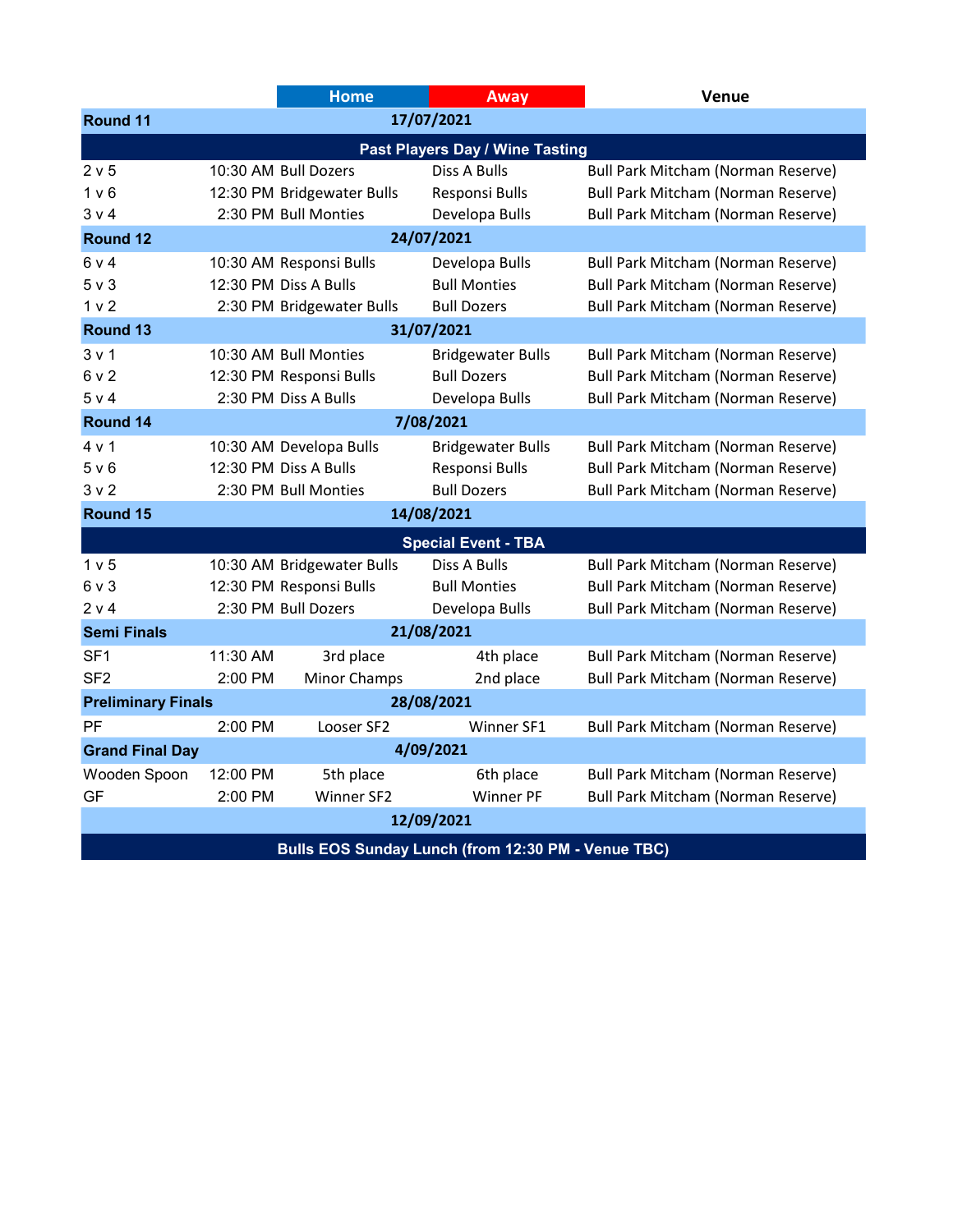| | | Home | Away | Venue |
|---|---|---|---|---|
| **Round 11** | | **17/07/2021** | | |
| | | **Past Players Day / Wine Tasting** | | |
| 2 v 5 | 10:30 AM | Bull Dozers | Diss A Bulls | Bull Park Mitcham (Norman Reserve) |
| 1 v 6 | 12:30 PM | Bridgewater Bulls | Responsi Bulls | Bull Park Mitcham (Norman Reserve) |
| 3 v 4 | 2:30 PM | Bull Monties | Developa Bulls | Bull Park Mitcham (Norman Reserve) |
| **Round 12** | | **24/07/2021** | | |
| 6 v 4 | 10:30 AM | Responsi Bulls | Developa Bulls | Bull Park Mitcham (Norman Reserve) |
| 5 v 3 | 12:30 PM | Diss A Bulls | Bull Monties | Bull Park Mitcham (Norman Reserve) |
| 1 v 2 | 2:30 PM | Bridgewater Bulls | Bull Dozers | Bull Park Mitcham (Norman Reserve) |
| **Round 13** | | **31/07/2021** | | |
| 3 v 1 | 10:30 AM | Bull Monties | Bridgewater Bulls | Bull Park Mitcham (Norman Reserve) |
| 6 v 2 | 12:30 PM | Responsi Bulls | Bull Dozers | Bull Park Mitcham (Norman Reserve) |
| 5 v 4 | 2:30 PM | Diss A Bulls | Developa Bulls | Bull Park Mitcham (Norman Reserve) |
| **Round 14** | | **7/08/2021** | | |
| 4 v 1 | 10:30 AM | Developa Bulls | Bridgewater Bulls | Bull Park Mitcham (Norman Reserve) |
| 5 v 6 | 12:30 PM | Diss A Bulls | Responsi Bulls | Bull Park Mitcham (Norman Reserve) |
| 3 v 2 | 2:30 PM | Bull Monties | Bull Dozers | Bull Park Mitcham (Norman Reserve) |
| **Round 15** | | **14/08/2021** | | |
| | | **Special Event - TBA** | | |
| 1 v 5 | 10:30 AM | Bridgewater Bulls | Diss A Bulls | Bull Park Mitcham (Norman Reserve) |
| 6 v 3 | 12:30 PM | Responsi Bulls | Bull Monties | Bull Park Mitcham (Norman Reserve) |
| 2 v 4 | 2:30 PM | Bull Dozers | Developa Bulls | Bull Park Mitcham (Norman Reserve) |
| **Semi Finals** | | **21/08/2021** | | |
| SF1 | 11:30 AM | 3rd place | 4th place | Bull Park Mitcham (Norman Reserve) |
| SF2 | 2:00 PM | Minor Champs | 2nd place | Bull Park Mitcham (Norman Reserve) |
| **Preliminary Finals** | | **28/08/2021** | | |
| PF | 2:00 PM | Looser SF2 | Winner SF1 | Bull Park Mitcham (Norman Reserve) |
| **Grand Final Day** | | **4/09/2021** | | |
| Wooden Spoon | 12:00 PM | 5th place | 6th place | Bull Park Mitcham (Norman Reserve) |
| GF | 2:00 PM | Winner SF2 | Winner PF | Bull Park Mitcham (Norman Reserve) |
| | | **12/09/2021** | | |
| | | **Bulls EOS Sunday Lunch (from 12:30 PM - Venue TBC)** | | |